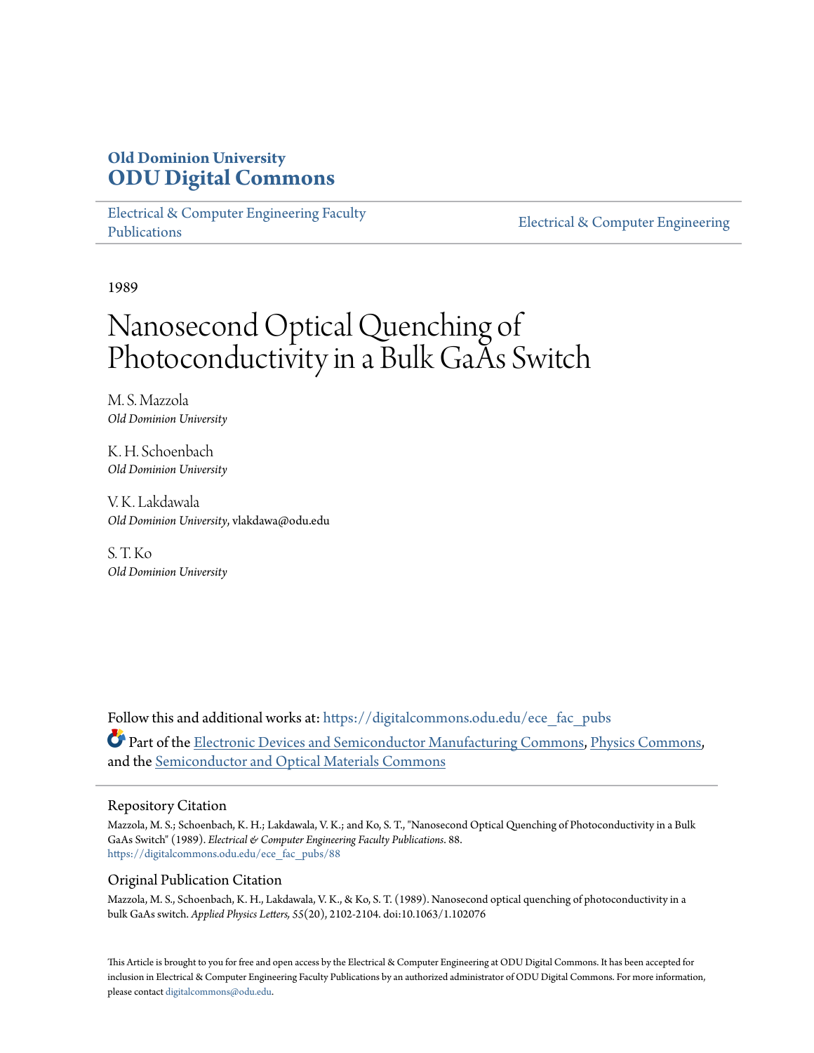**Old Dominion University**
**ODU Digital Commons**

Electrical & Computer Engineering Faculty Publications | Electrical & Computer Engineering

1989

# Nanosecond Optical Quenching of Photoconductivity in a Bulk GaAs Switch

M. S. Mazzola
*Old Dominion University*

K. H. Schoenbach
*Old Dominion University*

V. K. Lakdawala
*Old Dominion University*, vlakdawa@odu.edu

S. T. Ko
*Old Dominion University*

Follow this and additional works at: https://digitalcommons.odu.edu/ece_fac_pubs

Part of the Electronic Devices and Semiconductor Manufacturing Commons, Physics Commons, and the Semiconductor and Optical Materials Commons

## Repository Citation

Mazzola, M. S.; Schoenbach, K. H.; Lakdawala, V. K.; and Ko, S. T., "Nanosecond Optical Quenching of Photoconductivity in a Bulk GaAs Switch" (1989). *Electrical & Computer Engineering Faculty Publications*. 88.
https://digitalcommons.odu.edu/ece_fac_pubs/88

## Original Publication Citation

Mazzola, M. S., Schoenbach, K. H., Lakdawala, V. K., & Ko, S. T. (1989). Nanosecond optical quenching of photoconductivity in a bulk GaAs switch. *Applied Physics Letters, 55*(20), 2102-2104. doi:10.1063/1.102076

This Article is brought to you for free and open access by the Electrical & Computer Engineering at ODU Digital Commons. It has been accepted for inclusion in Electrical & Computer Engineering Faculty Publications by an authorized administrator of ODU Digital Commons. For more information, please contact digitalcommons@odu.edu.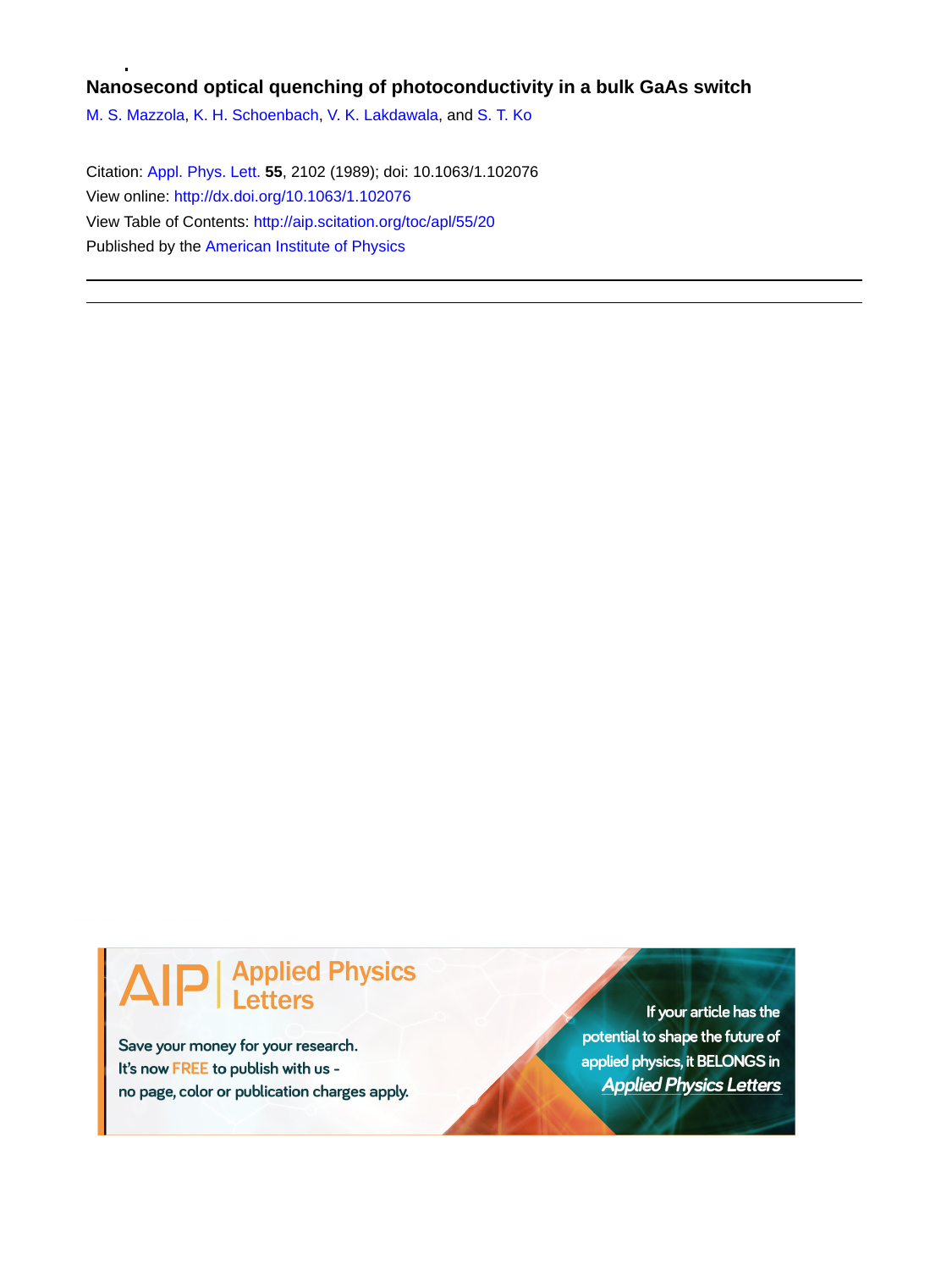# Nanosecond optical quenching of photoconductivity in a bulk GaAs switch

M. S. Mazzola, K. H. Schoenbach, V. K. Lakdawala, and S. T. Ko

Citation: Appl. Phys. Lett. **55**, 2102 (1989); doi: 10.1063/1.102076

View online: http://dx.doi.org/10.1063/1.102076

View Table of Contents: http://aip.scitation.org/toc/apl/55/20

Published by the American Institute of Physics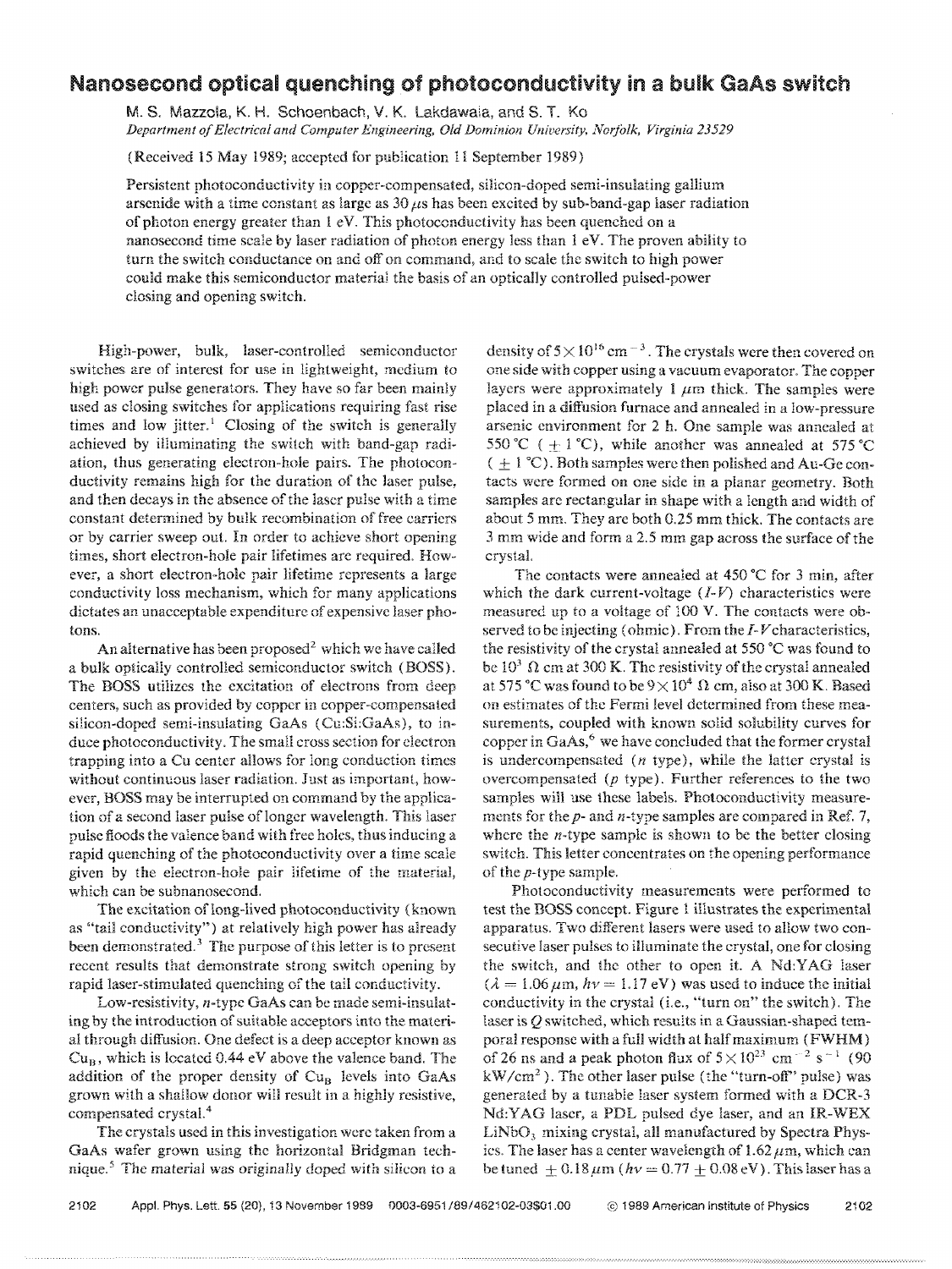# Nanosecond optical quenching of photoconductivity in a bulk GaAs switch

M. S. Mazzola, K. H. Schoenbach, V. K. Lakdawala, and S. T. Ko

*Department of Electrical and Computer Engineering, Old Dominion University, Norfolk, Virginia 23529*

(Received 15 May 1989; accepted for publication 11 September 1989)

Persistent photoconductivity in copper-compensated, silicon-doped semi-insulating gallium arsenide with a time constant as large as 30 $\mu$s has been excited by sub-band-gap laser radiation of photon energy greater than 1 eV. This photoconductivity has been quenched on a nanosecond time scale by laser radiation of photon energy less than 1 eV. The proven ability to turn the switch conductance on and off on command, and to scale the switch to high power could make this semiconductor material the basis of an optically controlled pulsed-power closing and opening switch.

High-power, bulk, laser-controlled semiconductor switches are of interest for use in lightweight, medium to high power pulse generators. They have so far been mainly used as closing switches for applications requiring fast rise times and low jitter.[1] Closing of the switch is generally achieved by illuminating the switch with band-gap radiation, thus generating electron-hole pairs. The photoconductivity remains high for the duration of the laser pulse, and then decays in the absence of the laser pulse with a time constant determined by bulk recombination of free carriers or by carrier sweep out. In order to achieve short opening times, short electron-hole pair lifetimes are required. However, a short electron-hole pair lifetime represents a large conductivity loss mechanism, which for many applications dictates an unacceptable expenditure of expensive laser photons.

An alternative has been proposed[2] which we have called a bulk optically controlled semiconductor switch (BOSS). The BOSS utilizes the excitation of electrons from deep centers, such as provided by copper in copper-compensated silicon-doped semi-insulating GaAs (Cu:Si:GaAs), to induce photoconductivity. The small cross section for electron trapping into a Cu center allows for long conduction times without continuous laser radiation. Just as important, however, BOSS may be interrupted on command by the application of a second laser pulse of longer wavelength. This laser pulse floods the valence band with free holes, thus inducing a rapid quenching of the photoconductivity over a time scale given by the electron-hole pair lifetime of the material, which can be subnanosecond.

The excitation of long-lived photoconductivity (known as "tail conductivity") at relatively high power has already been demonstrated.[3] The purpose of this letter is to present recent results that demonstrate strong switch opening by rapid laser-stimulated quenching of the tail conductivity.

Low-resistivity, $n$-type GaAs can be made semi-insulating by the introduction of suitable acceptors into the material through diffusion. One defect is a deep acceptor known as $Cu_B$, which is located 0.44 eV above the valence band. The addition of the proper density of $Cu_B$ levels into GaAs grown with a shallow donor will result in a highly resistive, compensated crystal.[4]

The crystals used in this investigation were taken from a GaAs wafer grown using the horizontal Bridgman technique.[5] The material was originally doped with silicon to a density of $5\times10^{16}$ cm$^{-3}$. The crystals were then covered on one side with copper using a vacuum evaporator. The copper layers were approximately 1 $\mu$m thick. The samples were placed in a diffusion furnace and annealed in a low-pressure arsenic environment for 2 h. One sample was annealed at 550 °C ($\pm$1 °C), while another was annealed at 575 °C ($\pm$1 °C). Both samples were then polished and Au-Ge contacts were formed on one side in a planar geometry. Both samples are rectangular in shape with a length and width of about 5 mm. They are both 0.25 mm thick. The contacts are 3 mm wide and form a 2.5 mm gap across the surface of the crystal.

The contacts were annealed at 450 °C for 3 min, after which the dark current-voltage ($I$-$V$) characteristics were measured up to a voltage of 100 V. The contacts were observed to be injecting (ohmic). From the $I$-$V$ characteristics, the resistivity of the crystal annealed at 550 °C was found to be $10^3$ Ω cm at 300 K. The resistivity of the crystal annealed at 575 °C was found to be $9\times10^4$ Ω cm, also at 300 K. Based on estimates of the Fermi level determined from these measurements, coupled with known solid solubility curves for copper in GaAs,[6] we have concluded that the former crystal is undercompensated ($n$ type), while the latter crystal is overcompensated ($p$ type). Further references to the two samples will use these labels. Photoconductivity measurements for the $p$- and $n$-type samples are compared in Ref. 7, where the $n$-type sample is shown to be the better closing switch. This letter concentrates on the opening performance of the $p$-type sample.

Photoconductivity measurements were performed to test the BOSS concept. Figure 1 illustrates the experimental apparatus. Two different lasers were used to allow two consecutive laser pulses to illuminate the crystal, one for closing the switch, and the other to open it. A Nd:YAG laser ($\lambda = 1.06\,\mu$m, $h\nu = 1.17$ eV) was used to induce the initial conductivity in the crystal (i.e., "turn on" the switch). The laser is $Q$ switched, which results in a Gaussian-shaped temporal response with a full width at half maximum (FWHM) of 26 ns and a peak photon flux of $5\times10^{23}$ cm$^{-2}$ s$^{-1}$ (90 kW/cm$^2$). The other laser pulse (the "turn-off" pulse) was generated by a tunable laser system formed with a DCR-3 Nd:YAG laser, a PDL pulsed dye laser, and an IR-WEX $LiNbO_3$ mixing crystal, all manufactured by Spectra Physics. The laser has a center wavelength of 1.62 $\mu$m, which can be tuned $\pm$0.18 $\mu$m ($h\nu = 0.77 \pm 0.08$ eV). This laser has a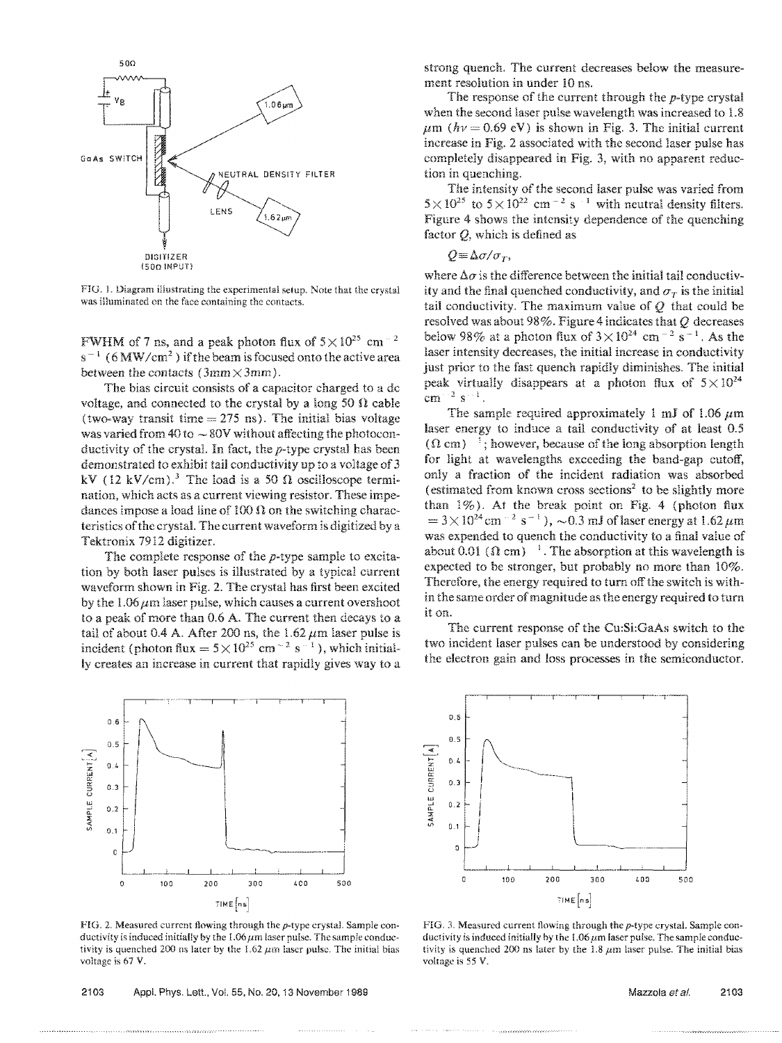FIG. 1. Diagram illustrating the experimental setup. Note that the crystal was illuminated on the face containing the contacts.

FWHM of 7 ns, and a peak photon flux of $5\times10^{25}$ cm$^{-2}$ s$^{-1}$ (6 MW/cm$^2$) if the beam is focused onto the active area between the contacts (3mm × 3mm).

The bias circuit consists of a capacitor charged to a dc voltage, and connected to the crystal by a long 50 Ω cable (two-way transit time = 275 ns). The initial bias voltage was varied from 40 to ~80V without affecting the photoconductivity of the crystal. In fact, the *p*-type crystal has been demonstrated to exhibit tail conductivity up to a voltage of 3 kV (12 kV/cm).[3] The load is a 50 Ω oscilloscope termination, which acts as a current viewing resistor. These impedances impose a load line of 100 Ω on the switching characteristics of the crystal. The current waveform is digitized by a Tektronix 7912 digitizer.

The complete response of the *p*-type sample to excitation by both laser pulses is illustrated by a typical current waveform shown in Fig. 2. The crystal has first been excited by the 1.06 μm laser pulse, which causes a current overshoot to a peak of more than 0.6 A. The current then decays to a tail of about 0.4 A. After 200 ns, the 1.62 μm laser pulse is incident (photon flux = $5\times10^{25}$ cm$^{-2}$ s$^{-1}$), which initially creates an increase in current that rapidly gives way to a strong quench. The current decreases below the measurement resolution in under 10 ns.

The response of the current through the *p*-type crystal when the second laser pulse wavelength was increased to 1.8 μm ($h\nu = 0.69$ eV) is shown in Fig. 3. The initial current increase in Fig. 2 associated with the second laser pulse has completely disappeared in Fig. 3, with no apparent reduction in quenching.

The intensity of the second laser pulse was varied from $5\times10^{25}$ to $5\times10^{22}$ cm$^{-2}$ s$^{-1}$ with neutral density filters. Figure 4 shows the intensity dependence of the quenching factor $Q$, which is defined as

$$Q \equiv \Delta\sigma/\sigma_T,$$

where $\Delta\sigma$ is the difference between the initial tail conductivity and the final quenched conductivity, and $\sigma_T$ is the initial tail conductivity. The maximum value of $Q$ that could be resolved was about 98%. Figure 4 indicates that $Q$ decreases below 98% at a photon flux of $3\times10^{24}$ cm$^{-2}$ s$^{-1}$. As the laser intensity decreases, the initial increase in conductivity just prior to the fast quench rapidly diminishes. The initial peak virtually disappears at a photon flux of $5\times10^{24}$ cm$^{-2}$ s$^{-1}$.

The sample required approximately 1 mJ of 1.06 μm laser energy to induce a tail conductivity of at least 0.5 (Ω cm)$^{-1}$; however, because of the long absorption length for light at wavelengths exceeding the band-gap cutoff, only a fraction of the incident radiation was absorbed (estimated from known cross sections[2] to be slightly more than 1%). At the break point on Fig. 4 (photon flux $= 3\times10^{24}$ cm$^{-2}$ s$^{-1}$), ~0.3 mJ of laser energy at 1.62 μm was expended to quench the conductivity to a final value of about 0.01 (Ω cm)$^{-1}$. The absorption at this wavelength is expected to be stronger, but probably no more than 10%. Therefore, the energy required to turn off the switch is within the same order of magnitude as the energy required to turn it on.

The current response of the Cu:Si:GaAs switch to the two incident laser pulses can be understood by considering the electron gain and loss processes in the semiconductor.

FIG. 2. Measured current flowing through the *p*-type crystal. Sample conductivity is induced initially by the 1.06 μm laser pulse. The sample conductivity is quenched 200 ns later by the 1.62 μm laser pulse. The initial bias voltage is 67 V.

FIG. 3. Measured current flowing through the *p*-type crystal. Sample conductivity is induced initially by the 1.06 μm laser pulse. The sample conductivity is quenched 200 ns later by the 1.8 μm laser pulse. The initial bias voltage is 55 V.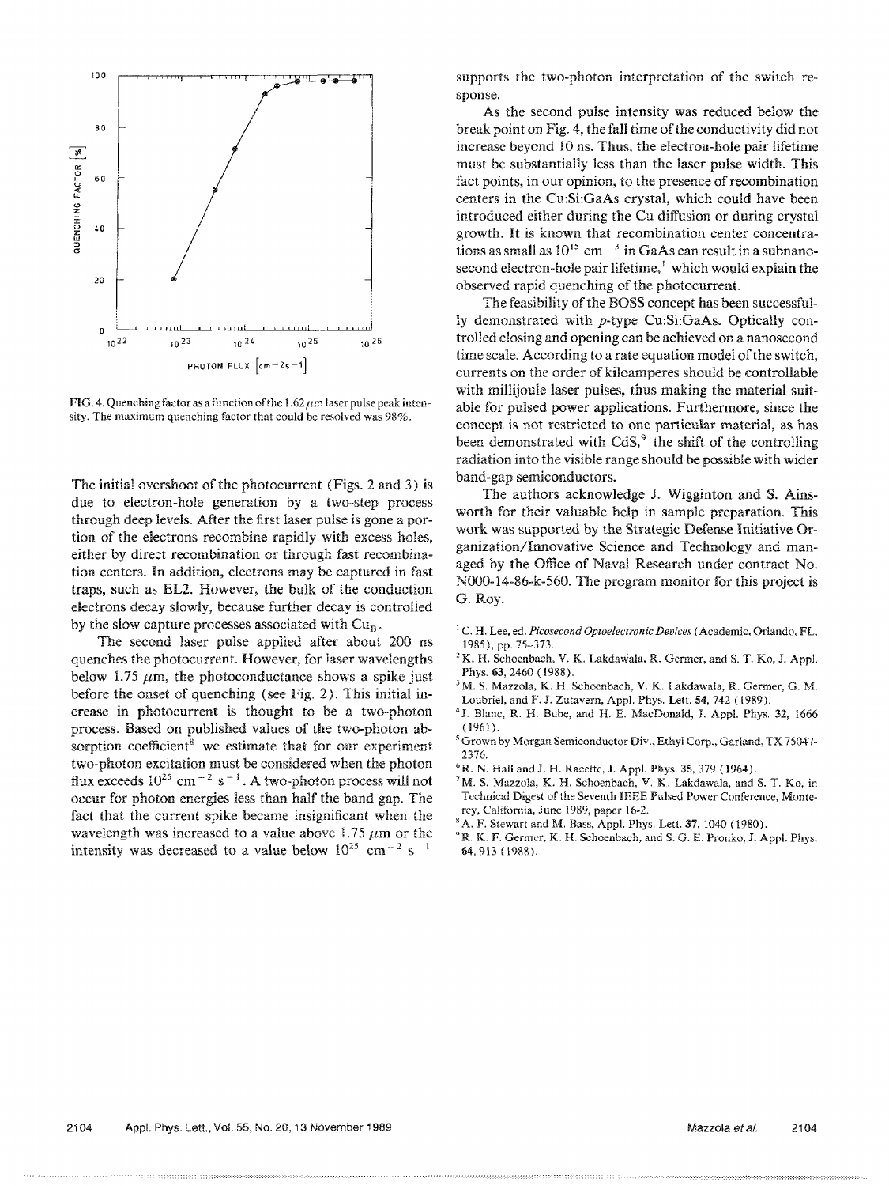100

80

60

40

20

0

QUENCHING FACTOR [%]

$10^{22}$ $10^{23}$ $10^{24}$ $10^{25}$ $10^{26}$

PHOTON FLUX $[cm^{-2}s^{-1}]$

FIG. 4. Quenching factor as a function of the 1.62 $\mu$m laser pulse peak intensity. The maximum quenching factor that could be resolved was 98%.

The initial overshoot of the photocurrent (Figs. 2 and 3) is due to electron-hole generation by a two-step process through deep levels. After the first laser pulse is gone a portion of the electrons recombine rapidly with excess holes, either by direct recombination or through fast recombination centers. In addition, electrons may be captured in fast traps, such as EL2. However, the bulk of the conduction electrons decay slowly, because further decay is controlled by the slow capture processes associated with $Cu_B$.

The second laser pulse applied after about 200 ns quenches the photocurrent. However, for laser wavelengths below 1.75 $\mu$m, the photoconductance shows a spike just before the onset of quenching (see Fig. 2). This initial increase in photocurrent is thought to be a two-photon process. Based on published values of the two-photon absorption coefficient[8] we estimate that for our experiment two-photon excitation must be considered when the photon flux exceeds $10^{25}$ $cm^{-2}$ $s^{-1}$. A two-photon process will not occur for photon energies less than half the band gap. The fact that the current spike became insignificant when the wavelength was increased to a value above 1.75 $\mu$m or the intensity was decreased to a value below $10^{25}$ $cm^{-2}$ $s^{-1}$ supports the two-photon interpretation of the switch response.

As the second pulse intensity was reduced below the break point on Fig. 4, the fall time of the conductivity did not increase beyond 10 ns. Thus, the electron-hole pair lifetime must be substantially less than the laser pulse width. This fact points, in our opinion, to the presence of recombination centers in the Cu:Si:GaAs crystal, which could have been introduced either during the Cu diffusion or during crystal growth. It is known that recombination center concentrations as small as $10^{15}$ $cm^{-3}$ in GaAs can result in a subnanosecond electron-hole pair lifetime,[1] which would explain the observed rapid quenching of the photocurrent.

The feasibility of the BOSS concept has been successfully demonstrated with *p*-type Cu:Si:GaAs. Optically controlled closing and opening can be achieved on a nanosecond time scale. According to a rate equation model of the switch, currents on the order of kiloamperes should be controllable with millijoule laser pulses, thus making the material suitable for pulsed power applications. Furthermore, since the concept is not restricted to one particular material, as has been demonstrated with CdS,[9] the shift of the controlling radiation into the visible range should be possible with wider band-gap semiconductors.

The authors acknowledge J. Wigginton and S. Ainsworth for their valuable help in sample preparation. This work was supported by the Strategic Defense Initiative Organization/Innovative Science and Technology and managed by the Office of Naval Research under contract No. N000-14-86-k-560. The program monitor for this project is G. Roy.

[1] C. H. Lee, ed. *Picosecond Optoelectronic Devices* (Academic, Orlando, FL, 1985), pp. 75–373.

[2] K. H. Schoenbach, V. K. Lakdawala, R. Germer, and S. T. Ko, J. Appl. Phys. **63**, 2460 (1988).

[3] M. S. Mazzola, K. H. Schoenbach, V. K. Lakdawala, R. Germer, G. M. Loubriel, and F. J. Zutavern, Appl. Phys. Lett. **54**, 742 (1989).

[4] J. Blanc, R. H. Bube, and H. E. MacDonald, J. Appl. Phys. **32**, 1666 (1961).

[5] Grown by Morgan Semiconductor Div., Ethyl Corp., Garland, TX 75047-2376.

[6] R. N. Hall and J. H. Racette, J. Appl. Phys. **35**, 379 (1964).

[7] M. S. Mazzola, K. H. Schoenbach, V. K. Lakdawala, and S. T. Ko, in Technical Digest of the Seventh IEEE Pulsed Power Conference, Monterey, California, June 1989, paper 16-2.

[8] A. F. Stewart and M. Bass, Appl. Phys. Lett. **37**, 1040 (1980).

[9] R. K. F. Germer, K. H. Schoenbach, and S. G. E. Pronko, J. Appl. Phys. **64**, 913 (1988).